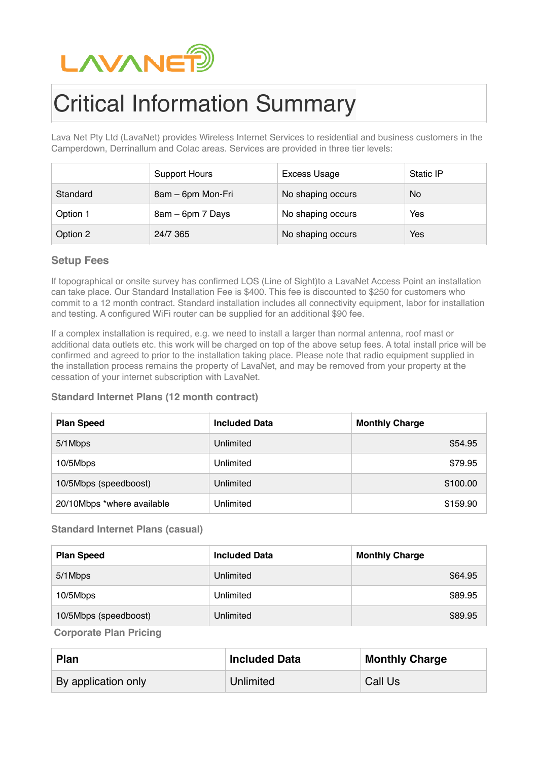LAVANET

# Critical Information Summary

Lava Net Pty Ltd (LavaNet) provides Wireless Internet Services to residential and business customers in the Camperdown, Derrinallum and Colac areas. Services are provided in three tier levels:

| | Support Hours | Excess Usage | Static IP |
|---|---|---|---|
| Standard | 8am – 6pm Mon-Fri | No shaping occurs | No |
| Option 1 | 8am – 6pm 7 Days | No shaping occurs | Yes |
| Option 2 | 24/7 365 | No shaping occurs | Yes |

### Setup Fees

If topographical or onsite survey has confirmed LOS (Line of Sight)to a LavaNet Access Point an installation can take place. Our Standard Installation Fee is $400. This fee is discounted to $250 for customers who commit to a 12 month contract. Standard installation includes all connectivity equipment, labor for installation and testing. A configured WiFi router can be supplied for an additional $90 fee.

If a complex installation is required, e.g. we need to install a larger than normal antenna, roof mast or additional data outlets etc. this work will be charged on top of the above setup fees. A total install price will be confirmed and agreed to prior to the installation taking place. Please note that radio equipment supplied in the installation process remains the property of LavaNet, and may be removed from your property at the cessation of your internet subscription with LavaNet.

#### Standard Internet Plans (12 month contract)

| Plan Speed | Included Data | Monthly Charge |
|---|---|---|
| 5/1Mbps | Unlimited | $54.95 |
| 10/5Mbps | Unlimited | $79.95 |
| 10/5Mbps (speedboost) | Unlimited | $100.00 |
| 20/10Mbps *where available | Unlimited | $159.90 |

#### Standard Internet Plans (casual)

| Plan Speed | Included Data | Monthly Charge |
|---|---|---|
| 5/1Mbps | Unlimited | $64.95 |
| 10/5Mbps | Unlimited | $89.95 |
| 10/5Mbps (speedboost) | Unlimited | $89.95 |

#### Corporate Plan Pricing

| Plan | Included Data | Monthly Charge |
|---|---|---|
| By application only | Unlimited | Call Us |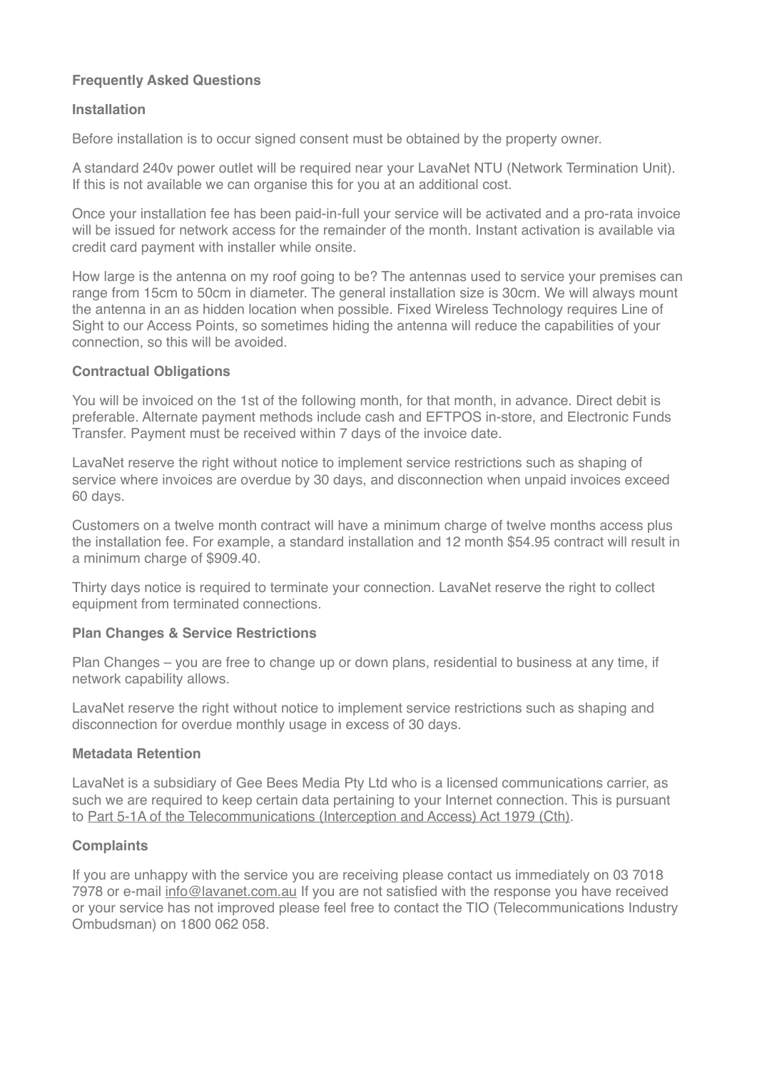## Frequently Asked Questions

### Installation

Before installation is to occur signed consent must be obtained by the property owner.

A standard 240v power outlet will be required near your LavaNet NTU (Network Termination Unit). If this is not available we can organise this for you at an additional cost.

Once your installation fee has been paid-in-full your service will be activated and a pro-rata invoice will be issued for network access for the remainder of the month. Instant activation is available via credit card payment with installer while onsite.

How large is the antenna on my roof going to be? The antennas used to service your premises can range from 15cm to 50cm in diameter. The general installation size is 30cm. We will always mount the antenna in an as hidden location when possible. Fixed Wireless Technology requires Line of Sight to our Access Points, so sometimes hiding the antenna will reduce the capabilities of your connection, so this will be avoided.

### Contractual Obligations

You will be invoiced on the 1st of the following month, for that month, in advance. Direct debit is preferable. Alternate payment methods include cash and EFTPOS in-store, and Electronic Funds Transfer. Payment must be received within 7 days of the invoice date.

LavaNet reserve the right without notice to implement service restrictions such as shaping of service where invoices are overdue by 30 days, and disconnection when unpaid invoices exceed 60 days.

Customers on a twelve month contract will have a minimum charge of twelve months access plus the installation fee. For example, a standard installation and 12 month $54.95 contract will result in a minimum charge of $909.40.

Thirty days notice is required to terminate your connection. LavaNet reserve the right to collect equipment from terminated connections.

### Plan Changes & Service Restrictions

Plan Changes – you are free to change up or down plans, residential to business at any time, if network capability allows.

LavaNet reserve the right without notice to implement service restrictions such as shaping and disconnection for overdue monthly usage in excess of 30 days.

### Metadata Retention

LavaNet is a subsidiary of Gee Bees Media Pty Ltd who is a licensed communications carrier, as such we are required to keep certain data pertaining to your Internet connection. This is pursuant to Part 5-1A of the Telecommunications (Interception and Access) Act 1979 (Cth).

### Complaints

If you are unhappy with the service you are receiving please contact us immediately on 03 7018 7978 or e-mail info@lavanet.com.au If you are not satisfied with the response you have received or your service has not improved please feel free to contact the TIO (Telecommunications Industry Ombudsman) on 1800 062 058.